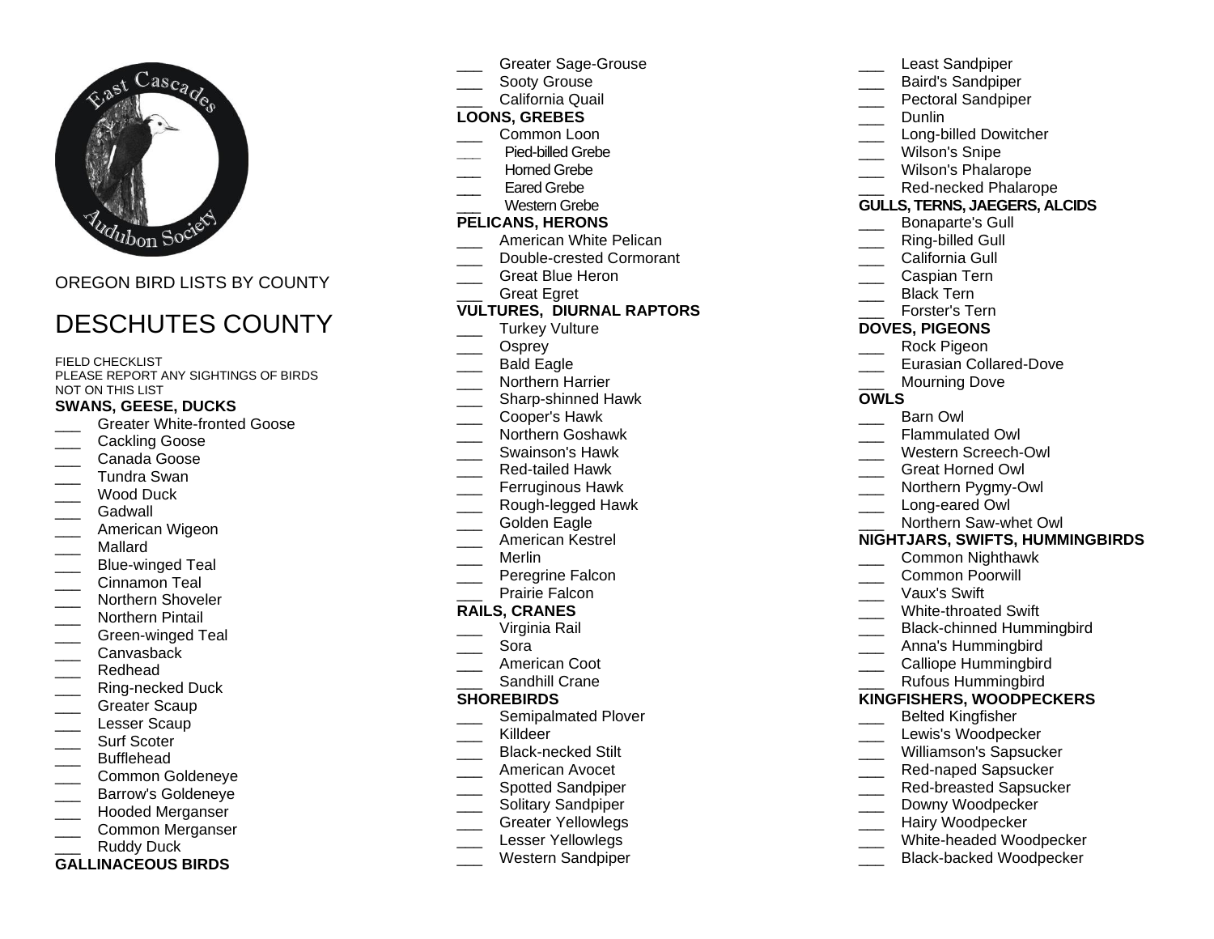OREGON BIRD LISTS BY COUNTY

# DESCHUTES COUNTY

FIELD CHECKLIST
PLEASE REPORT ANY SIGHTINGS OF BIRDS NOT ON THIS LIST

**SWANS, GEESE, DUCKS**

___ Greater White-fronted Goose
___ Cackling Goose
___ Canada Goose
___ Tundra Swan
___ Wood Duck
___ Gadwall
___ American Wigeon
___ Mallard
___ Blue-winged Teal
___ Cinnamon Teal
___ Northern Shoveler
___ Northern Pintail
___ Green-winged Teal
___ Canvasback
___ Redhead
___ Ring-necked Duck
___ Greater Scaup
___ Lesser Scaup
___ Surf Scoter
___ Bufflehead
___ Common Goldeneye
___ Barrow's Goldeneye
___ Hooded Merganser
___ Common Merganser
___ Ruddy Duck

**GALLINACEOUS BIRDS**

___ Greater Sage-Grouse
___ Sooty Grouse
___ California Quail

**LOONS, GREBES**

___ Common Loon
___ Pied-billed Grebe
___ Horned Grebe
___ Eared Grebe
___ Western Grebe

**PELICANS, HERONS**

___ American White Pelican
___ Double-crested Cormorant
___ Great Blue Heron
___ Great Egret

**VULTURES, DIURNAL RAPTORS**

___ Turkey Vulture
___ Osprey
___ Bald Eagle
___ Northern Harrier
___ Sharp-shinned Hawk
___ Cooper's Hawk
___ Northern Goshawk
___ Swainson's Hawk
___ Red-tailed Hawk
___ Ferruginous Hawk
___ Rough-legged Hawk
___ Golden Eagle
___ American Kestrel
___ Merlin
___ Peregrine Falcon
___ Prairie Falcon

**RAILS, CRANES**

___ Virginia Rail
___ Sora
___ American Coot
___ Sandhill Crane

**SHOREBIRDS**

___ Semipalmated Plover
___ Killdeer
___ Black-necked Stilt
___ American Avocet
___ Spotted Sandpiper
___ Solitary Sandpiper
___ Greater Yellowlegs
___ Lesser Yellowlegs
___ Western Sandpiper
___ Least Sandpiper
___ Baird's Sandpiper
___ Pectoral Sandpiper
___ Dunlin
___ Long-billed Dowitcher
___ Wilson's Snipe
___ Wilson's Phalarope
___ Red-necked Phalarope

**GULLS, TERNS, JAEGERS, ALCIDS**

___ Bonaparte's Gull
___ Ring-billed Gull
___ California Gull
___ Caspian Tern
___ Black Tern
___ Forster's Tern

**DOVES, PIGEONS**

___ Rock Pigeon
___ Eurasian Collared-Dove
___ Mourning Dove

**OWLS**

___ Barn Owl
___ Flammulated Owl
___ Western Screech-Owl
___ Great Horned Owl
___ Northern Pygmy-Owl
___ Long-eared Owl
___ Northern Saw-whet Owl

**NIGHTJARS, SWIFTS, HUMMINGBIRDS**

___ Common Nighthawk
___ Common Poorwill
___ Vaux's Swift
___ White-throated Swift
___ Black-chinned Hummingbird
___ Anna's Hummingbird
___ Calliope Hummingbird
___ Rufous Hummingbird

**KINGFISHERS, WOODPECKERS**

___ Belted Kingfisher
___ Lewis's Woodpecker
___ Williamson's Sapsucker
___ Red-naped Sapsucker
___ Red-breasted Sapsucker
___ Downy Woodpecker
___ Hairy Woodpecker
___ White-headed Woodpecker
___ Black-backed Woodpecker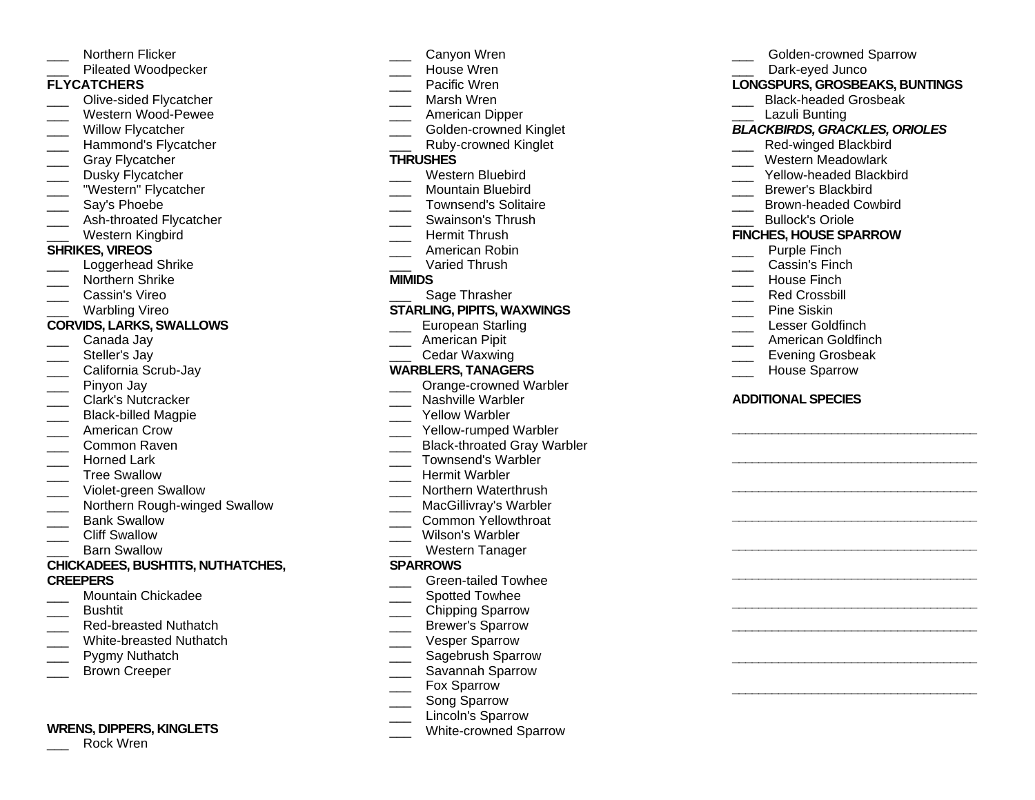___ Northern Flicker
___ Pileated Woodpecker

**FLYCATCHERS**

___ Olive-sided Flycatcher
___ Western Wood-Pewee
___ Willow Flycatcher
___ Hammond's Flycatcher
___ Gray Flycatcher
___ Dusky Flycatcher
___ "Western" Flycatcher
___ Say's Phoebe
___ Ash-throated Flycatcher
___ Western Kingbird

**SHRIKES, VIREOS**

___ Loggerhead Shrike
___ Northern Shrike
___ Cassin's Vireo
___ Warbling Vireo

**CORVIDS, LARKS, SWALLOWS**

___ Canada Jay
___ Steller's Jay
___ California Scrub-Jay
___ Pinyon Jay
___ Clark's Nutcracker
___ Black-billed Magpie
___ American Crow
___ Common Raven
___ Horned Lark
___ Tree Swallow
___ Violet-green Swallow
___ Northern Rough-winged Swallow
___ Bank Swallow
___ Cliff Swallow
___ Barn Swallow

**CHICKADEES, BUSHTITS, NUTHATCHES, CREEPERS**

___ Mountain Chickadee
___ Bushtit
___ Red-breasted Nuthatch
___ White-breasted Nuthatch
___ Pygmy Nuthatch
___ Brown Creeper

**WRENS, DIPPERS, KINGLETS**

___ Rock Wren
___ Canyon Wren
___ House Wren
___ Pacific Wren
___ Marsh Wren
___ American Dipper
___ Golden-crowned Kinglet
___ Ruby-crowned Kinglet

**THRUSHES**

___ Western Bluebird
___ Mountain Bluebird
___ Townsend's Solitaire
___ Swainson's Thrush
___ Hermit Thrush
___ American Robin
___ Varied Thrush

**MIMIDS**

___ Sage Thrasher

**STARLING, PIPITS, WAXWINGS**

___ European Starling
___ American Pipit
___ Cedar Waxwing

**WARBLERS, TANAGERS**

___ Orange-crowned Warbler
___ Nashville Warbler
___ Yellow Warbler
___ Yellow-rumped Warbler
___ Black-throated Gray Warbler
___ Townsend's Warbler
___ Hermit Warbler
___ Northern Waterthrush
___ MacGillivray's Warbler
___ Common Yellowthroat
___ Wilson's Warbler
___ Western Tanager

**SPARROWS**

___ Green-tailed Towhee
___ Spotted Towhee
___ Chipping Sparrow
___ Brewer's Sparrow
___ Vesper Sparrow
___ Sagebrush Sparrow
___ Savannah Sparrow
___ Fox Sparrow
___ Song Sparrow
___ Lincoln's Sparrow
___ White-crowned Sparrow
___ Golden-crowned Sparrow
___ Dark-eyed Junco

**LONGSPURS, GROSBEAKS, BUNTINGS**

___ Black-headed Grosbeak
___ Lazuli Bunting

***BLACKBIRDS, GRACKLES, ORIOLES***

___ Red-winged Blackbird
___ Western Meadowlark
___ Yellow-headed Blackbird
___ Brewer's Blackbird
___ Brown-headed Cowbird
___ Bullock's Oriole

**FINCHES, HOUSE SPARROW**

___ Purple Finch
___ Cassin's Finch
___ House Finch
___ Red Crossbill
___ Pine Siskin
___ Lesser Goldfinch
___ American Goldfinch
___ Evening Grosbeak
___ House Sparrow

**ADDITIONAL SPECIES**

______________________________

______________________________

______________________________

______________________________

______________________________

______________________________

______________________________

______________________________

______________________________

______________________________